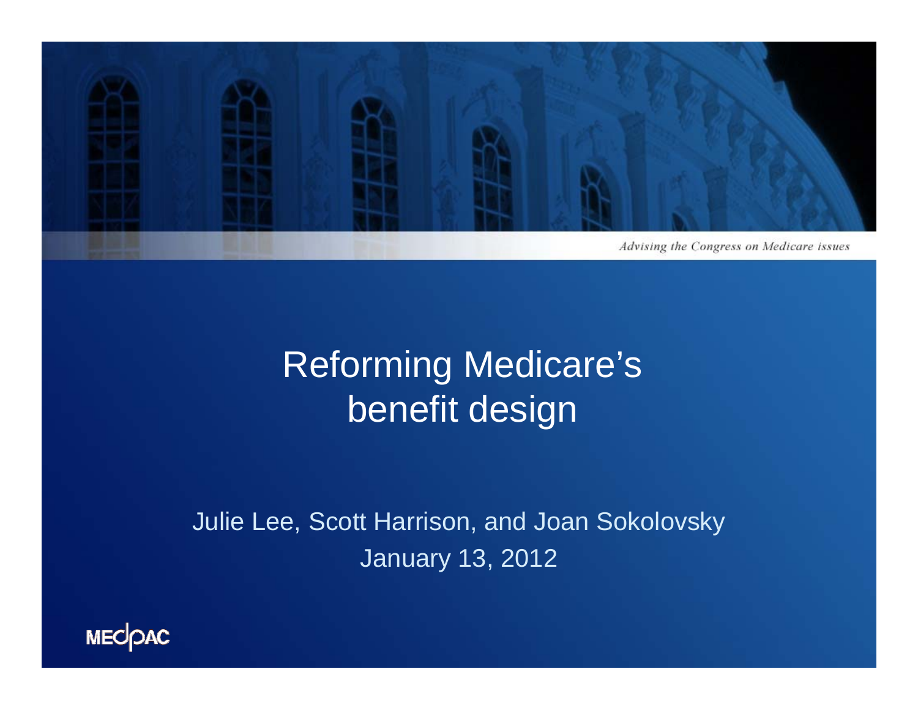*Advising the Congress on Medicare issues*

# Reforming Medicare's benefit design

Julie Lee, Scott Harrison, and Joan Sokolovsky

January 13, 2012

MEDPAC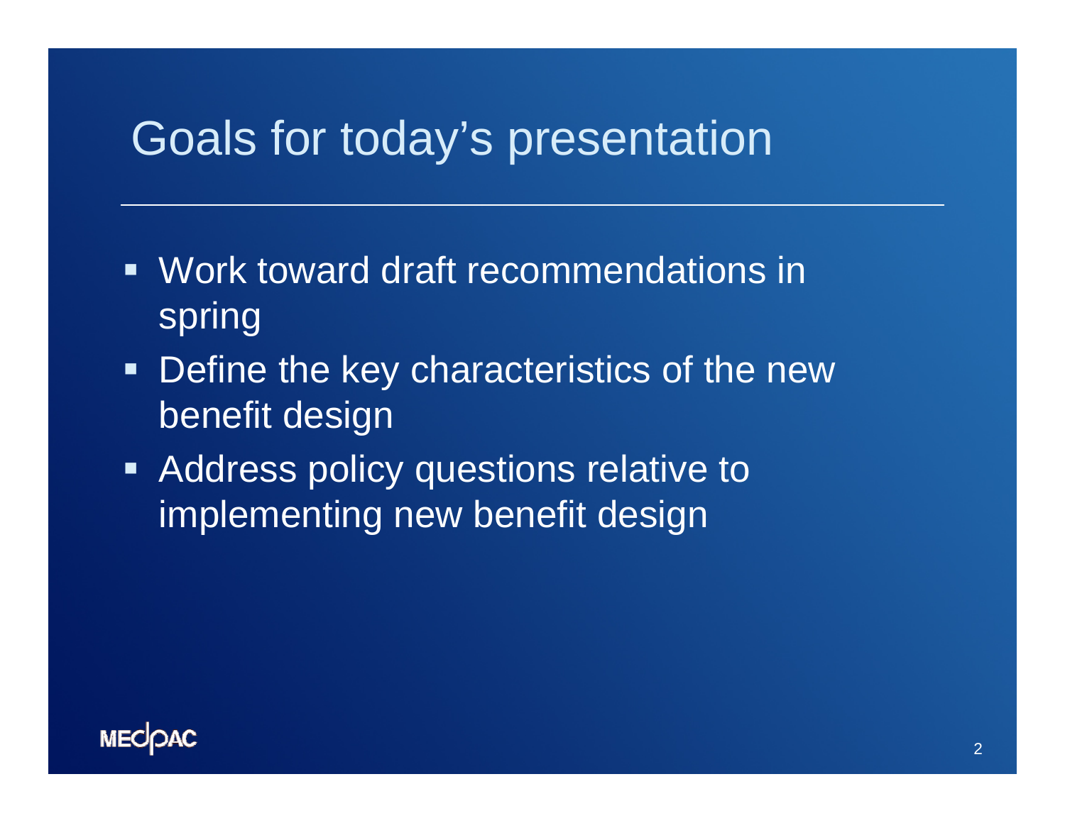# Goals for today's presentation

- Work toward draft recommendations in spring
- Define the key characteristics of the new benefit design
- Address policy questions relative to implementing new benefit design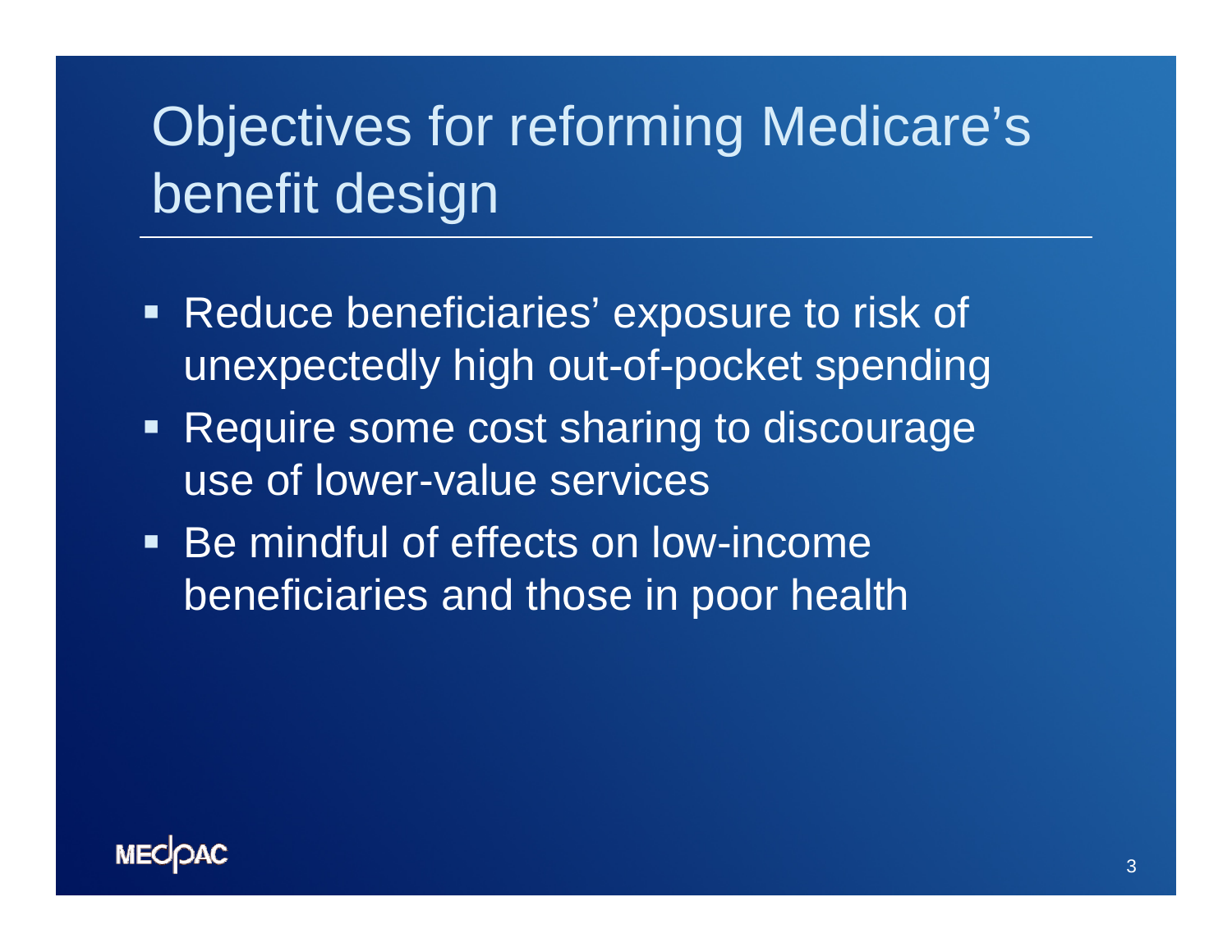# Objectives for reforming Medicare's benefit design

- Reduce beneficiaries' exposure to risk of unexpectedly high out-of-pocket spending
- Require some cost sharing to discourage use of lower-value services
- Be mindful of effects on low-income beneficiaries and those in poor health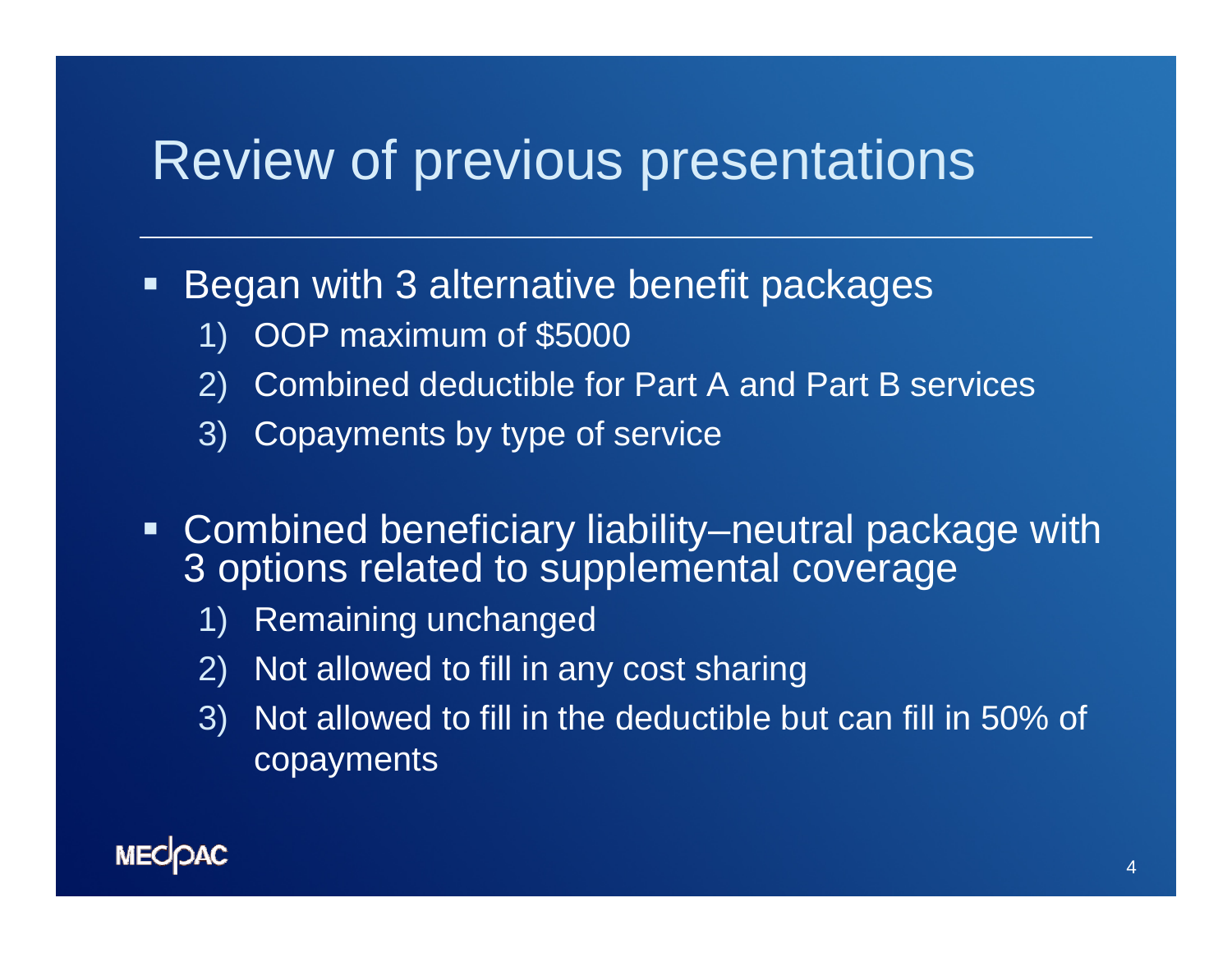# Review of previous presentations

- Began with 3 alternative benefit packages
  1) OOP maximum of $5000
  2) Combined deductible for Part A and Part B services
  3) Copayments by type of service

- Combined beneficiary liability–neutral package with 3 options related to supplemental coverage
  1) Remaining unchanged
  2) Not allowed to fill in any cost sharing
  3) Not allowed to fill in the deductible but can fill in 50% of copayments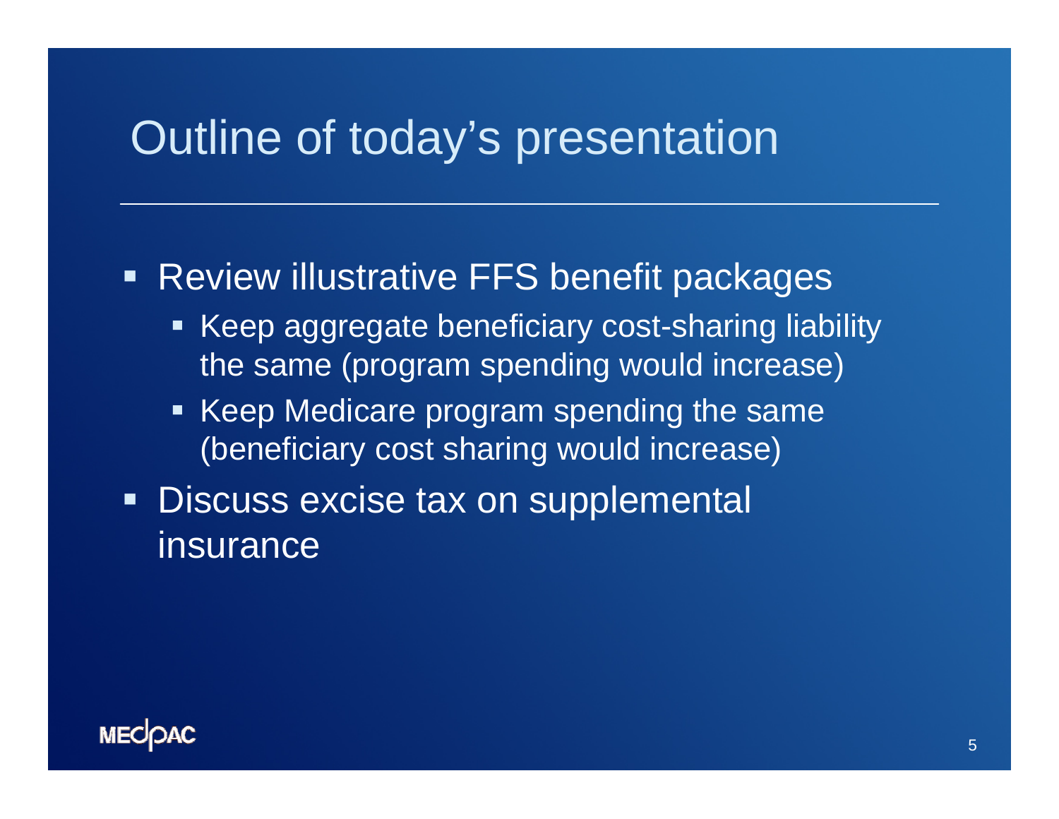# Outline of today's presentation

- Review illustrative FFS benefit packages
  - Keep aggregate beneficiary cost-sharing liability the same (program spending would increase)
  - Keep Medicare program spending the same (beneficiary cost sharing would increase)
- Discuss excise tax on supplemental insurance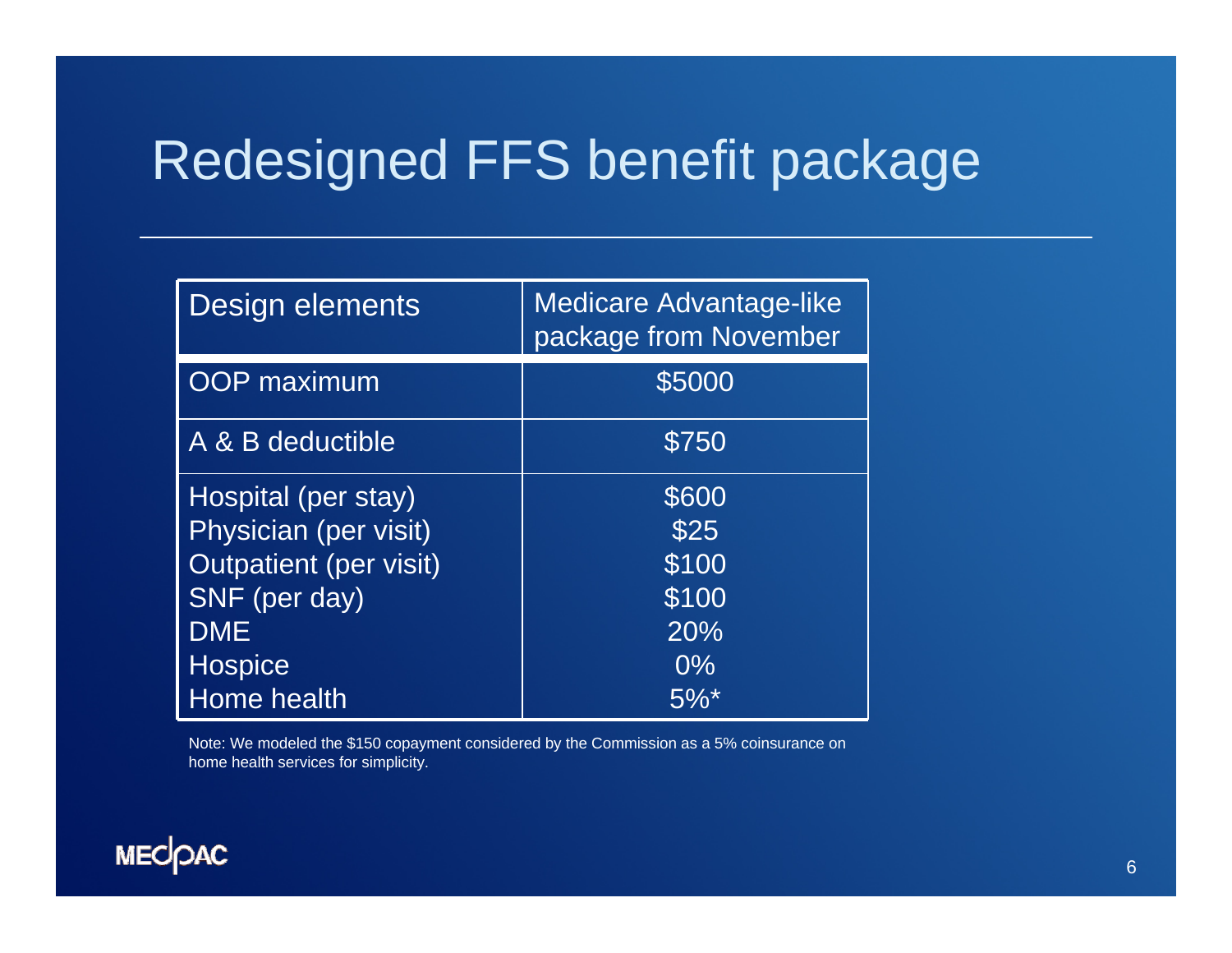# Redesigned FFS benefit package

| Design elements | Medicare Advantage-like package from November |
|---|---|
| OOP maximum | $5000 |
| A & B deductible | $750 |
| Hospital (per stay) | $600 |
| Physician (per visit) | $25 |
| Outpatient (per visit) | $100 |
| SNF (per day) | $100 |
| DME | 20% |
| Hospice | 0% |
| Home health | 5%* |

Note: We modeled the $150 copayment considered by the Commission as a 5% coinsurance on home health services for simplicity.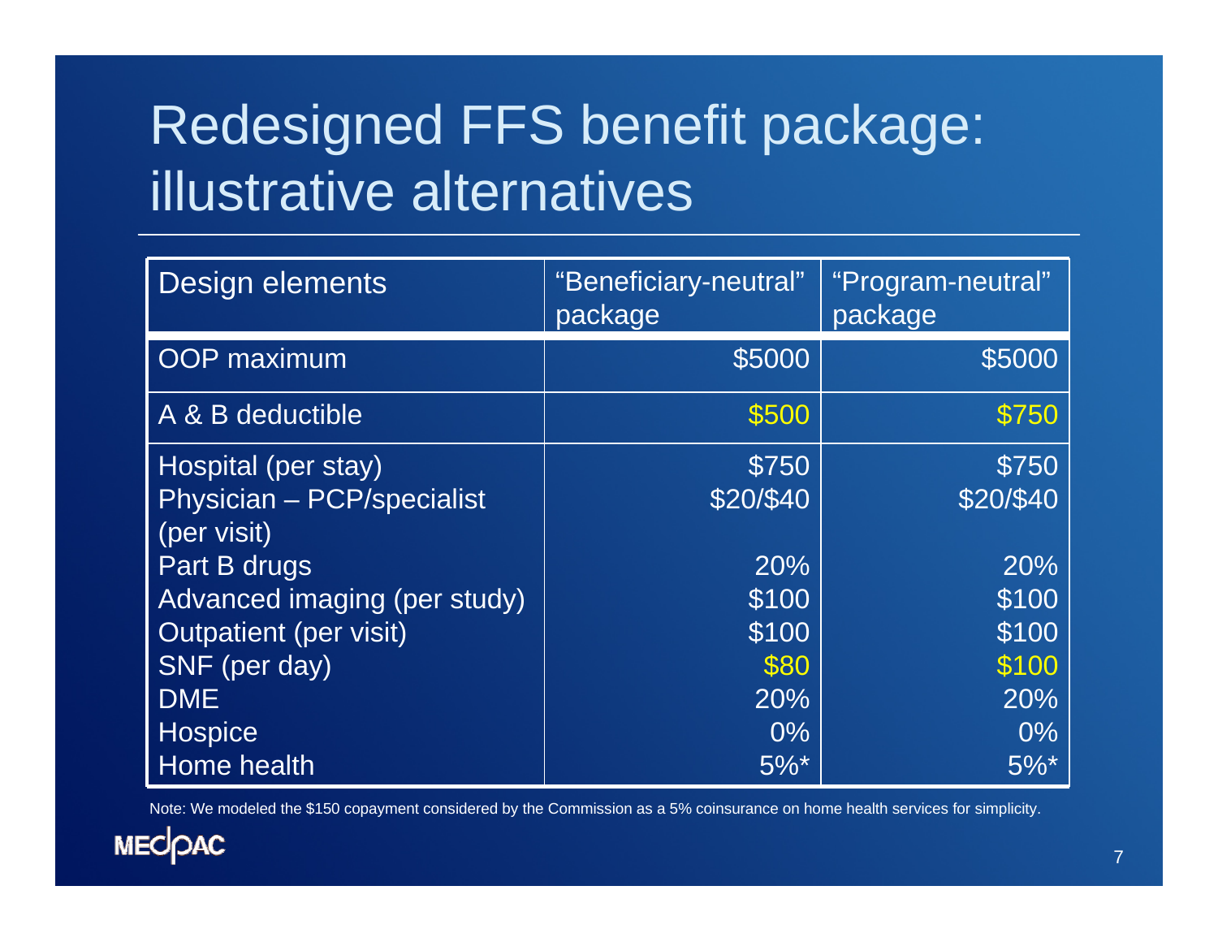# Redesigned FFS benefit package: illustrative alternatives

| Design elements | "Beneficiary-neutral" package | "Program-neutral" package |
|---|---|---|
| OOP maximum | $5000 | $5000 |
| A & B deductible | $500 | $750 |
| Hospital (per stay) | $750 | $750 |
| Physician – PCP/specialist (per visit) | $20/$40 | $20/$40 |
| Part B drugs | 20% | 20% |
| Advanced imaging (per study) | $100 | $100 |
| Outpatient (per visit) | $100 | $100 |
| SNF (per day) | $80 | $100 |
| DME | 20% | 20% |
| Hospice | 0% | 0% |
| Home health | 5%* | 5%* |

Note: We modeled the $150 copayment considered by the Commission as a 5% coinsurance on home health services for simplicity.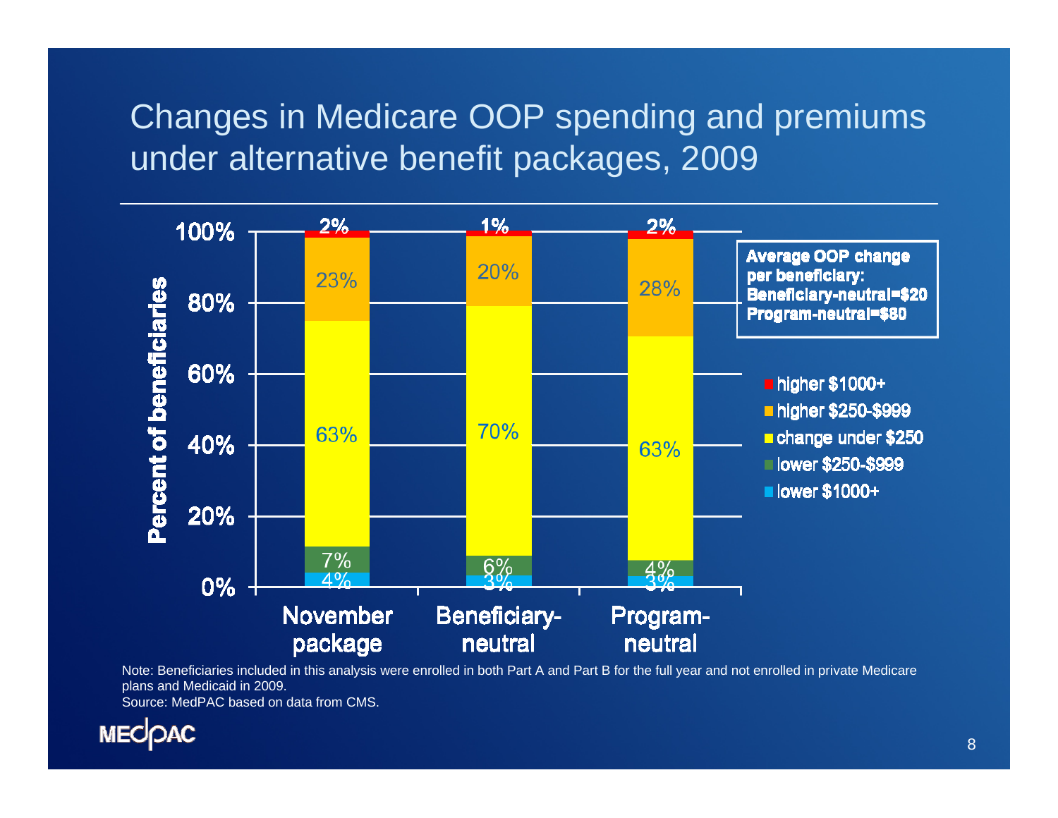# Changes in Medicare OOP spending and premiums under alternative benefit packages, 2009

| Percent of beneficiaries | November package | Beneficiary-neutral | Program-neutral |
|---|---|---|---|
| higher $1000+ | 2% | 1% | 2% |
| higher $250-$999 | 23% | 20% | 28% |
| change under $250 | 63% | 70% | 63% |
| lower $250-$999 | 7% | 6% | 4% |
| lower $1000+ | 4% | 3% | 3% |

**Average OOP change per beneficiary:**
**Beneficiary-neutral=$20**
**Program-neutral=$80**

Note: Beneficiaries included in this analysis were enrolled in both Part A and Part B for the full year and not enrolled in private Medicare plans and Medicaid in 2009.
Source: MedPAC based on data from CMS.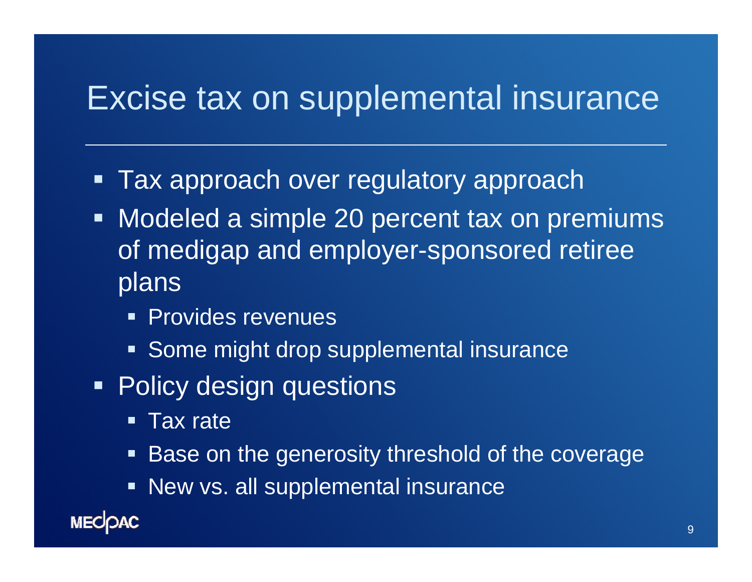# Excise tax on supplemental insurance

- Tax approach over regulatory approach
- Modeled a simple 20 percent tax on premiums of medigap and employer-sponsored retiree plans
  - Provides revenues
  - Some might drop supplemental insurance
- Policy design questions
  - Tax rate
  - Base on the generosity threshold of the coverage
  - New vs. all supplemental insurance

MEDPAC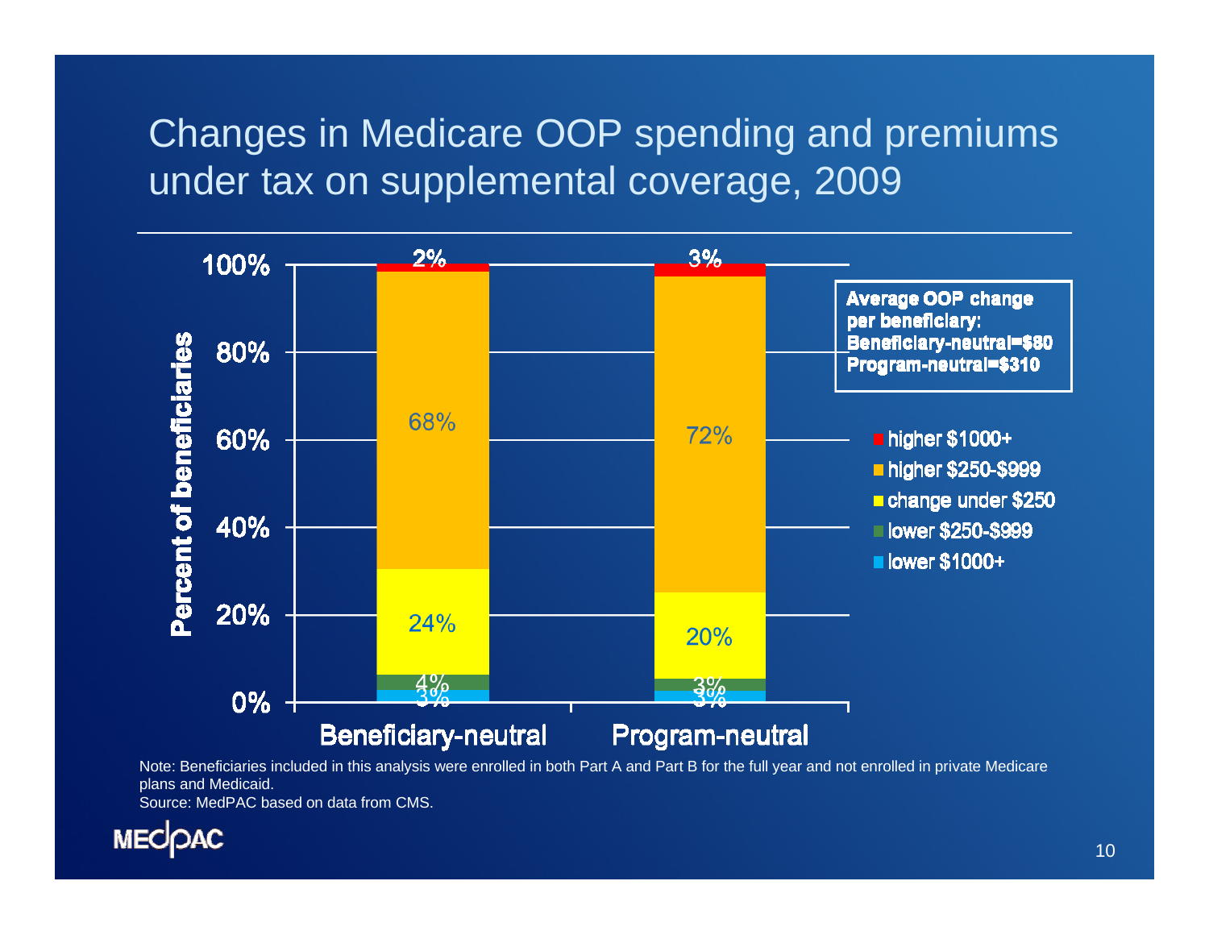# Changes in Medicare OOP spending and premiums under tax on supplemental coverage, 2009

| | Beneficiary-neutral | Program-neutral |
|---|---|---|
| higher $1000+ | 2% | 3% |
| higher $250-$999 | 68% | 72% |
| change under $250 | 24% | 20% |
| lower $250-$999 | 4% | 3% |
| lower $1000+ | 3% | 3% |

Percent of beneficiaries

**Average OOP change per beneficiary:**
**Beneficiary-neutral=$80**
**Program-neutral=$310**

Note: Beneficiaries included in this analysis were enrolled in both Part A and Part B for the full year and not enrolled in private Medicare plans and Medicaid.
Source: MedPAC based on data from CMS.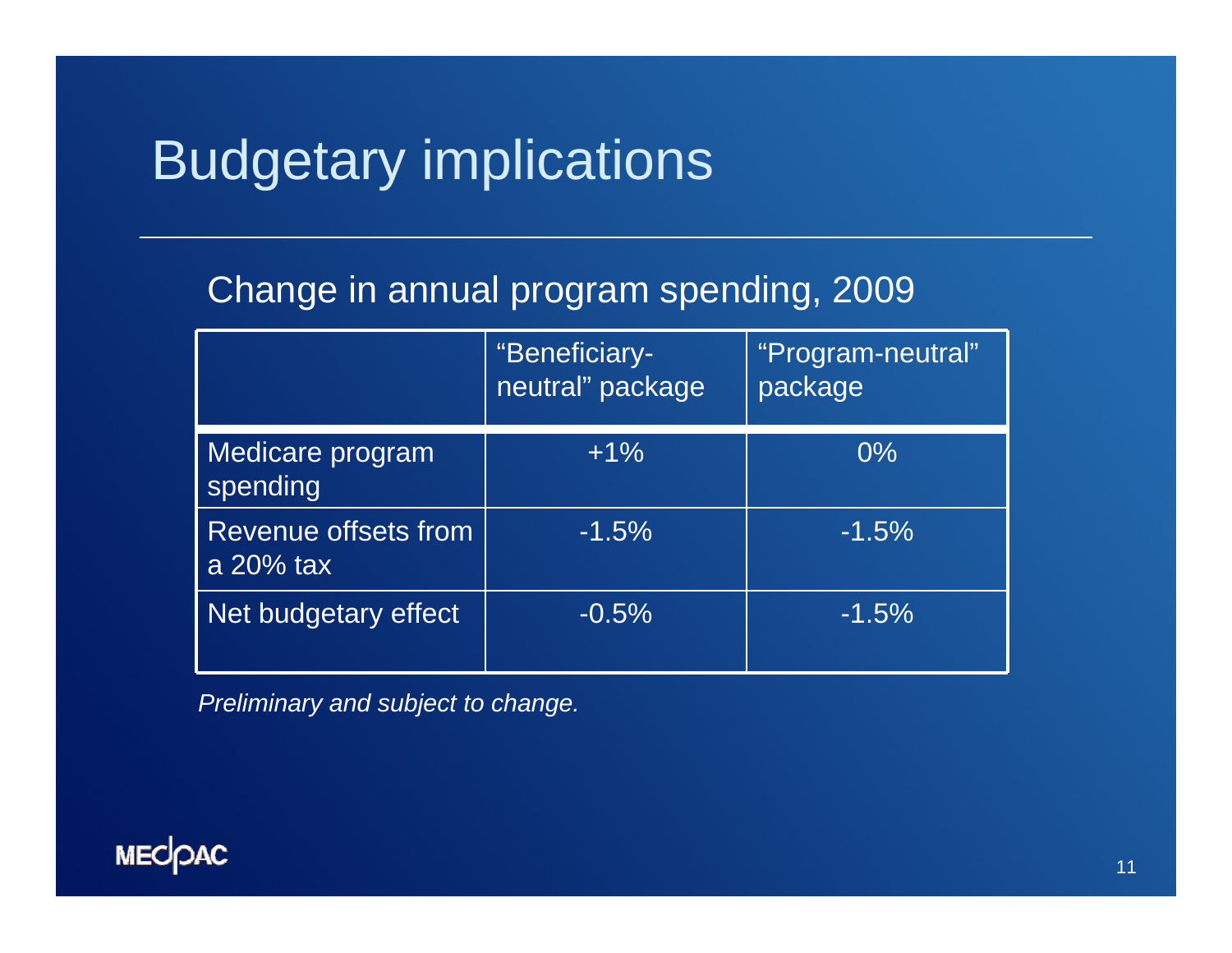# Budgetary implications

## Change in annual program spending, 2009

| | "Beneficiary-neutral" package | "Program-neutral" package |
|---|---|---|
| Medicare program spending | +1% | 0% |
| Revenue offsets from a 20% tax | -1.5% | -1.5% |
| Net budgetary effect | -0.5% | -1.5% |

*Preliminary and subject to change.*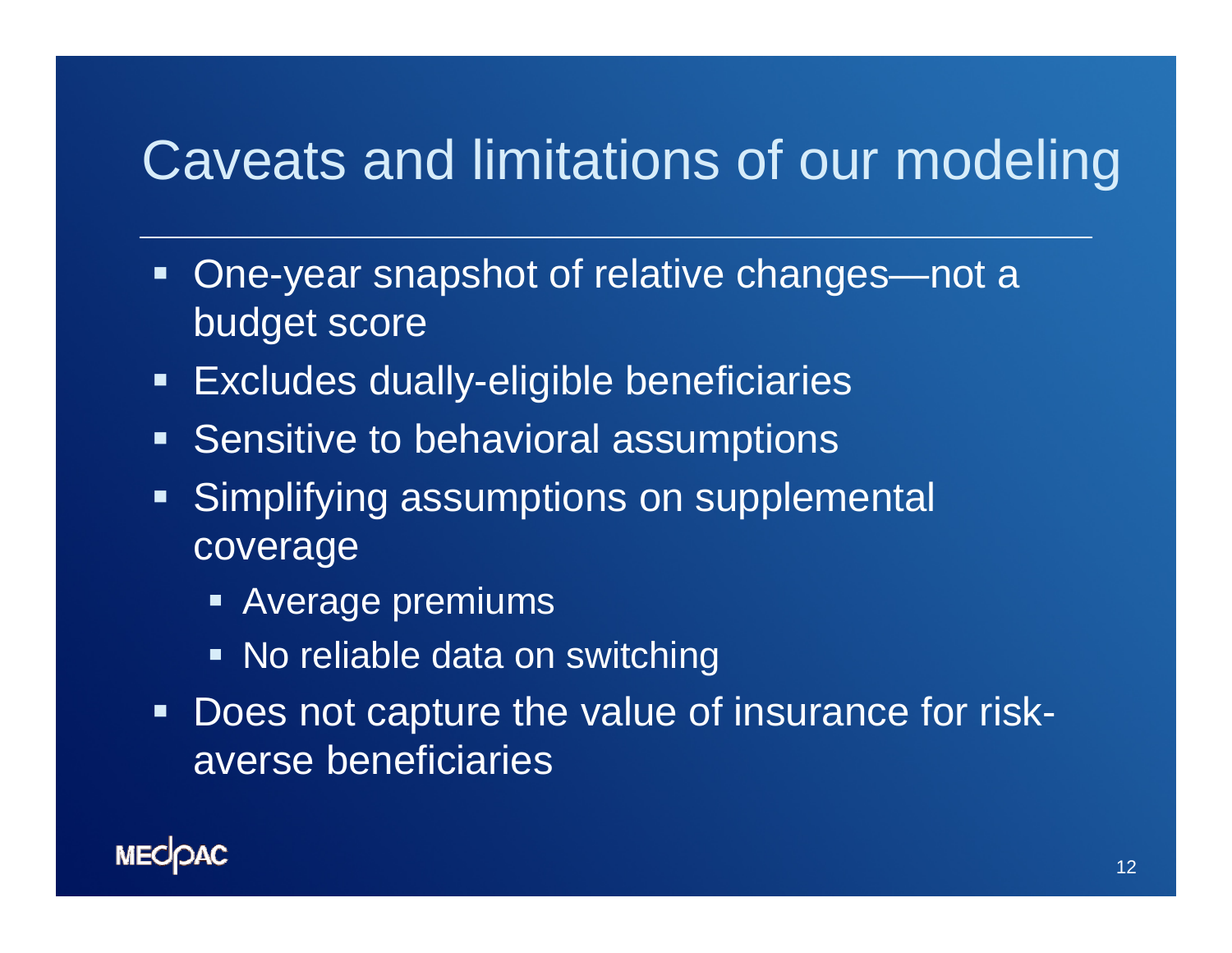# Caveats and limitations of our modeling

- One-year snapshot of relative changes—not a budget score
- Excludes dually-eligible beneficiaries
- Sensitive to behavioral assumptions
- Simplifying assumptions on supplemental coverage
  - Average premiums
  - No reliable data on switching
- Does not capture the value of insurance for risk-averse beneficiaries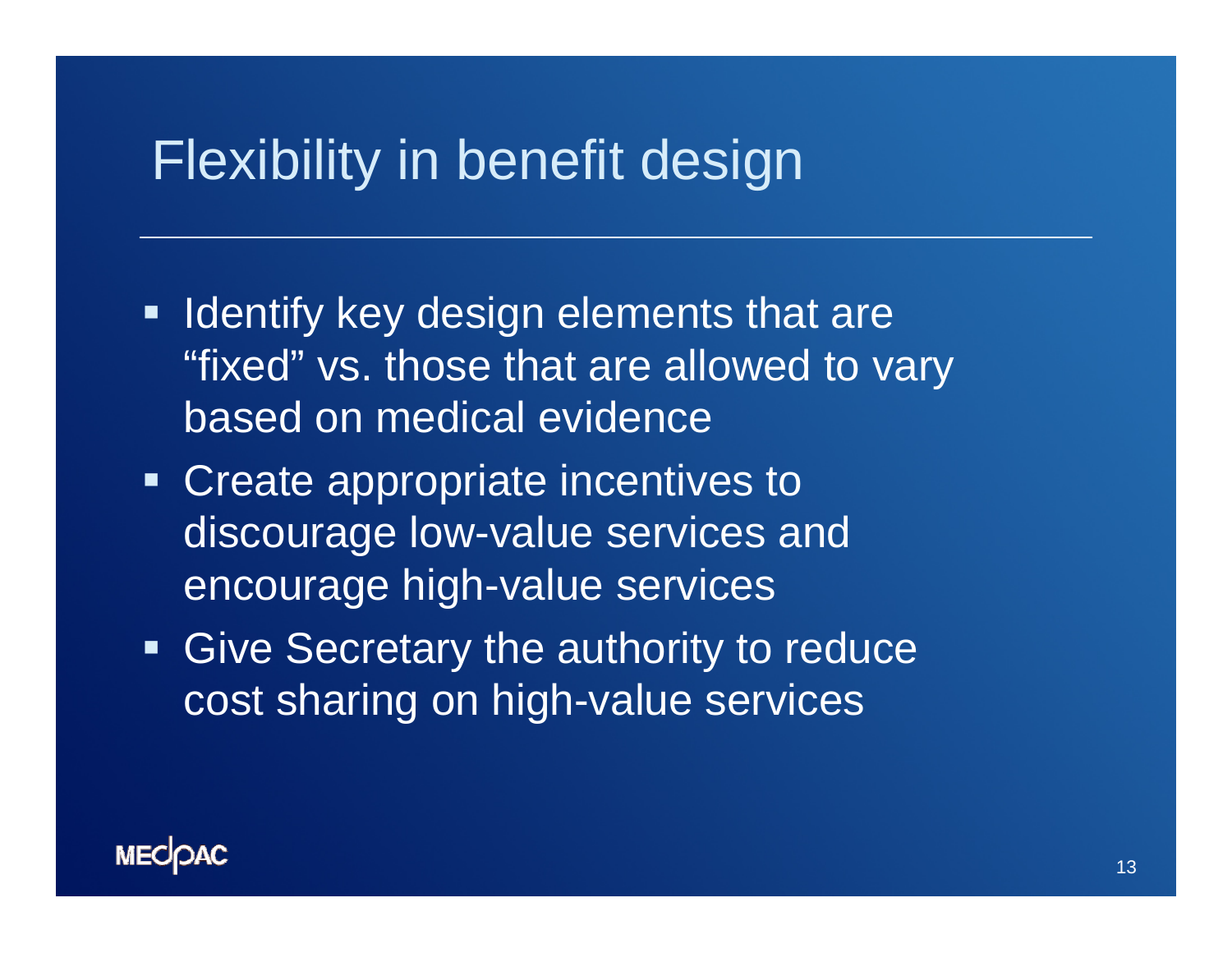# Flexibility in benefit design

- Identify key design elements that are "fixed" vs. those that are allowed to vary based on medical evidence
- Create appropriate incentives to discourage low-value services and encourage high-value services
- Give Secretary the authority to reduce cost sharing on high-value services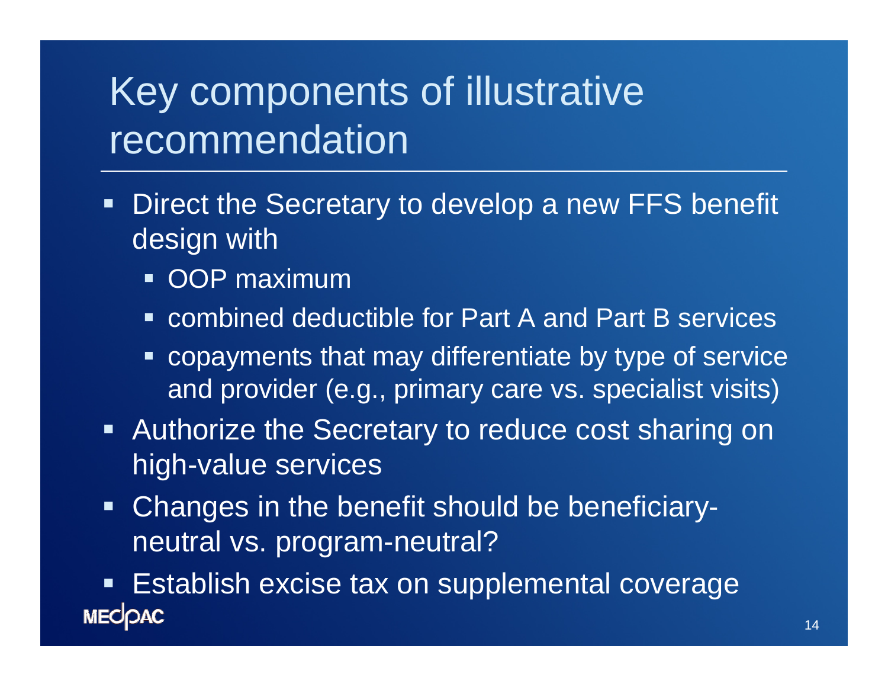# Key components of illustrative recommendation

- Direct the Secretary to develop a new FFS benefit design with
  - OOP maximum
  - combined deductible for Part A and Part B services
  - copayments that may differentiate by type of service and provider (e.g., primary care vs. specialist visits)
- Authorize the Secretary to reduce cost sharing on high-value services
- Changes in the benefit should be beneficiary-neutral vs. program-neutral?
- Establish excise tax on supplemental coverage

MEDPAC